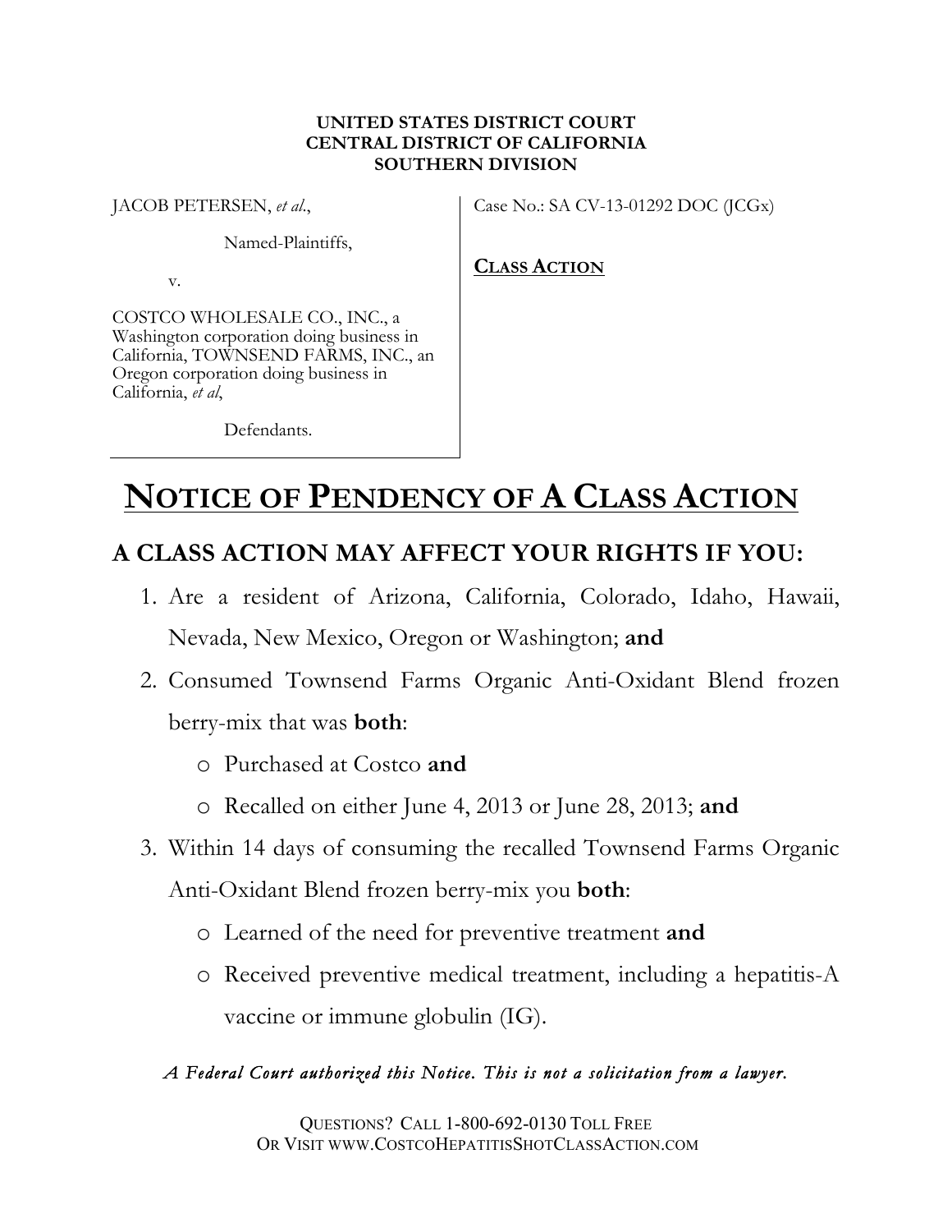**UNITED STATES DISTRICT COURT**
**CENTRAL DISTRICT OF CALIFORNIA**
**SOUTHERN DIVISION**

| | |
|---|---|
| JACOB PETERSEN, *et al.*,<br><br>Named-Plaintiffs,<br><br>v.<br><br>COSTCO WHOLESALE CO., INC., a Washington corporation doing business in California, TOWNSEND FARMS, INC., an Oregon corporation doing business in California, *et al*,<br><br>Defendants. | Case No.: SA CV-13-01292 DOC (JCGx)<br><br>**CLASS ACTION** |

# NOTICE OF PENDENCY OF A CLASS ACTION

## A CLASS ACTION MAY AFFECT YOUR RIGHTS IF YOU:

1. Are a resident of Arizona, California, Colorado, Idaho, Hawaii, Nevada, New Mexico, Oregon or Washington; **and**
2. Consumed Townsend Farms Organic Anti-Oxidant Blend frozen berry-mix that was **both**:
   - Purchased at Costco **and**
   - Recalled on either June 4, 2013 or June 28, 2013; **and**
3. Within 14 days of consuming the recalled Townsend Farms Organic Anti-Oxidant Blend frozen berry-mix you **both**:
   - Learned of the need for preventive treatment **and**
   - Received preventive medical treatment, including a hepatitis-A vaccine or immune globulin (IG).

*A Federal Court authorized this Notice. This is not a solicitation from a lawyer.*

QUESTIONS? CALL 1-800-692-0130 TOLL FREE
OR VISIT WWW.COSTCOHEPATITISSHOTCLASSACTION.COM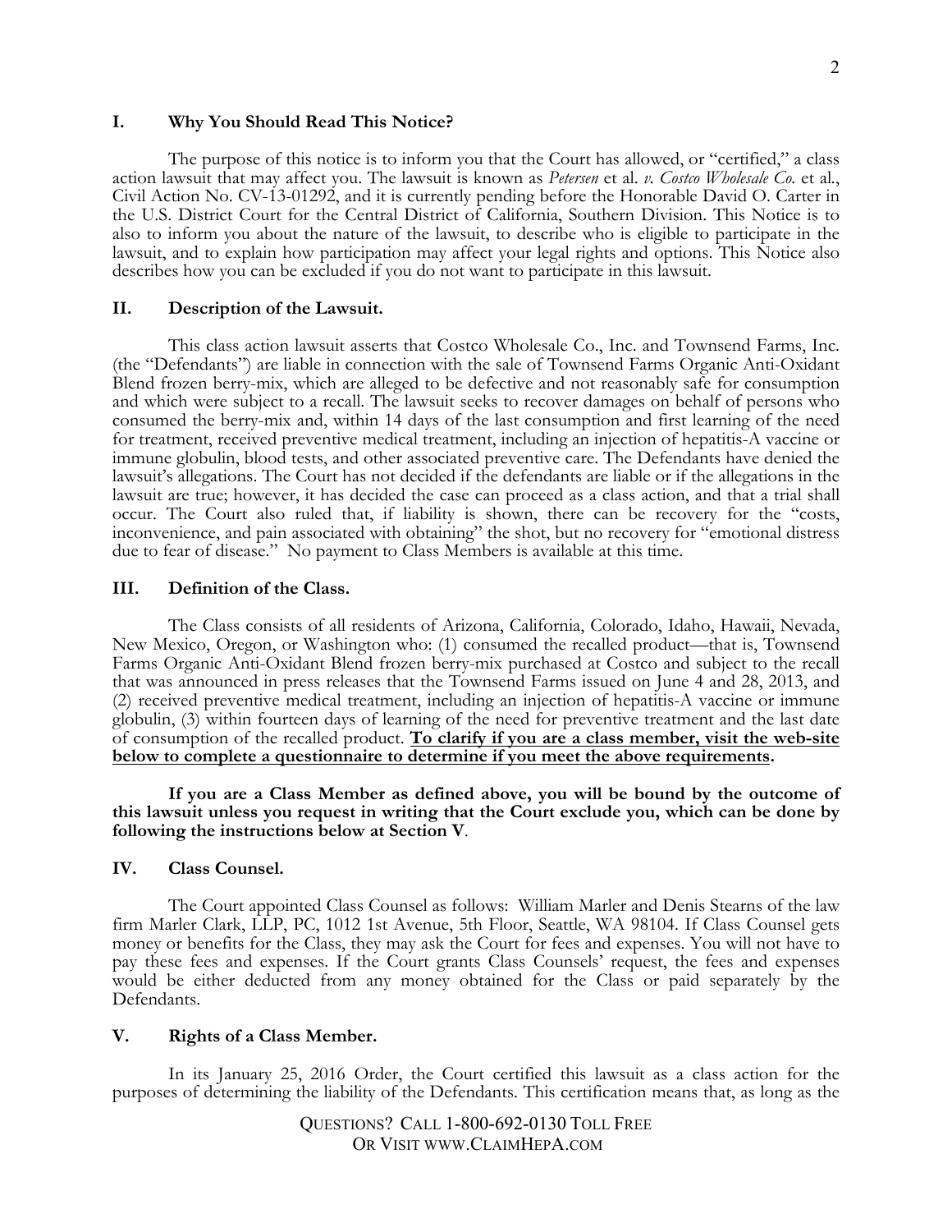## I. Why You Should Read This Notice?

The purpose of this notice is to inform you that the Court has allowed, or "certified," a class action lawsuit that may affect you. The lawsuit is known as *Petersen* et al. *v. Costco Wholesale Co.* et al., Civil Action No. CV-13-01292, and it is currently pending before the Honorable David O. Carter in the U.S. District Court for the Central District of California, Southern Division. This Notice is to also to inform you about the nature of the lawsuit, to describe who is eligible to participate in the lawsuit, and to explain how participation may affect your legal rights and options. This Notice also describes how you can be excluded if you do not want to participate in this lawsuit.

## II. Description of the Lawsuit.

This class action lawsuit asserts that Costco Wholesale Co., Inc. and Townsend Farms, Inc. (the "Defendants") are liable in connection with the sale of Townsend Farms Organic Anti-Oxidant Blend frozen berry-mix, which are alleged to be defective and not reasonably safe for consumption and which were subject to a recall. The lawsuit seeks to recover damages on behalf of persons who consumed the berry-mix and, within 14 days of the last consumption and first learning of the need for treatment, received preventive medical treatment, including an injection of hepatitis-A vaccine or immune globulin, blood tests, and other associated preventive care. The Defendants have denied the lawsuit's allegations. The Court has not decided if the defendants are liable or if the allegations in the lawsuit are true; however, it has decided the case can proceed as a class action, and that a trial shall occur. The Court also ruled that, if liability is shown, there can be recovery for the "costs, inconvenience, and pain associated with obtaining" the shot, but no recovery for "emotional distress due to fear of disease." No payment to Class Members is available at this time.

## III. Definition of the Class.

The Class consists of all residents of Arizona, California, Colorado, Idaho, Hawaii, Nevada, New Mexico, Oregon, or Washington who: (1) consumed the recalled product—that is, Townsend Farms Organic Anti-Oxidant Blend frozen berry-mix purchased at Costco and subject to the recall that was announced in press releases that the Townsend Farms issued on June 4 and 28, 2013, and (2) received preventive medical treatment, including an injection of hepatitis-A vaccine or immune globulin, (3) within fourteen days of learning of the need for preventive treatment and the last date of consumption of the recalled product. **To clarify if you are a class member, visit the web-site below to complete a questionnaire to determine if you meet the above requirements.**

**If you are a Class Member as defined above, you will be bound by the outcome of this lawsuit unless you request in writing that the Court exclude you, which can be done by following the instructions below at Section V**.

## IV. Class Counsel.

The Court appointed Class Counsel as follows: William Marler and Denis Stearns of the law firm Marler Clark, LLP, PC, 1012 1st Avenue, 5th Floor, Seattle, WA 98104. If Class Counsel gets money or benefits for the Class, they may ask the Court for fees and expenses. You will not have to pay these fees and expenses. If the Court grants Class Counsels' request, the fees and expenses would be either deducted from any money obtained for the Class or paid separately by the Defendants.

## V. Rights of a Class Member.

In its January 25, 2016 Order, the Court certified this lawsuit as a class action for the purposes of determining the liability of the Defendants. This certification means that, as long as the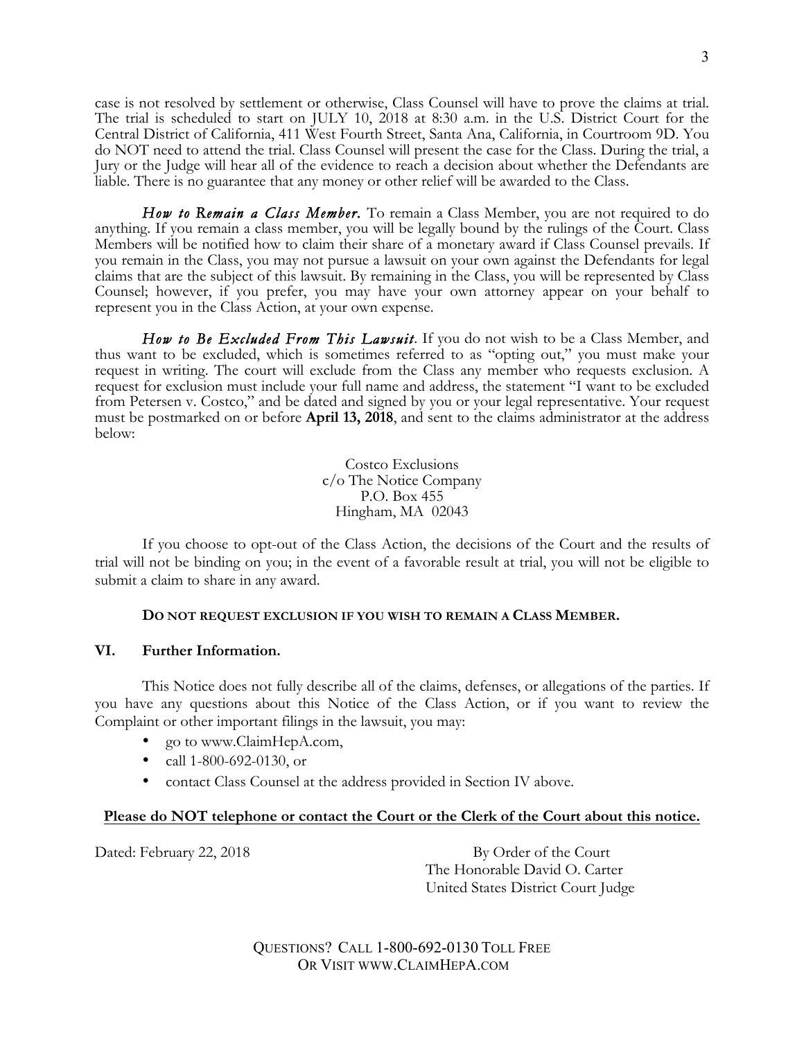case is not resolved by settlement or otherwise, Class Counsel will have to prove the claims at trial. The trial is scheduled to start on JULY 10, 2018 at 8:30 a.m. in the U.S. District Court for the Central District of California, 411 West Fourth Street, Santa Ana, California, in Courtroom 9D. You do NOT need to attend the trial. Class Counsel will present the case for the Class. During the trial, a Jury or the Judge will hear all of the evidence to reach a decision about whether the Defendants are liable. There is no guarantee that any money or other relief will be awarded to the Class.

***How to Remain a Class Member.*** To remain a Class Member, you are not required to do anything. If you remain a class member, you will be legally bound by the rulings of the Court. Class Members will be notified how to claim their share of a monetary award if Class Counsel prevails. If you remain in the Class, you may not pursue a lawsuit on your own against the Defendants for legal claims that are the subject of this lawsuit. By remaining in the Class, you will be represented by Class Counsel; however, if you prefer, you may have your own attorney appear on your behalf to represent you in the Class Action, at your own expense.

***How to Be Excluded From This Lawsuit.*** If you do not wish to be a Class Member, and thus want to be excluded, which is sometimes referred to as "opting out," you must make your request in writing. The court will exclude from the Class any member who requests exclusion. A request for exclusion must include your full name and address, the statement "I want to be excluded from Petersen v. Costco," and be dated and signed by you or your legal representative. Your request must be postmarked on or before **April 13, 2018**, and sent to the claims administrator at the address below:

Costco Exclusions
c/o The Notice Company
P.O. Box 455
Hingham, MA 02043

If you choose to opt-out of the Class Action, the decisions of the Court and the results of trial will not be binding on you; in the event of a favorable result at trial, you will not be eligible to submit a claim to share in any award.

**DO NOT REQUEST EXCLUSION IF YOU WISH TO REMAIN A CLASS MEMBER.**

## VI. Further Information.

This Notice does not fully describe all of the claims, defenses, or allegations of the parties. If you have any questions about this Notice of the Class Action, or if you want to review the Complaint or other important filings in the lawsuit, you may:

- go to www.ClaimHepA.com,
- call 1-800-692-0130, or
- contact Class Counsel at the address provided in Section IV above.

**Please do NOT telephone or contact the Court or the Clerk of the Court about this notice.**

Dated: February 22, 2018

By Order of the Court
The Honorable David O. Carter
United States District Court Judge

QUESTIONS? CALL 1-800-692-0130 TOLL FREE
OR VISIT WWW.CLAIMHEPA.COM